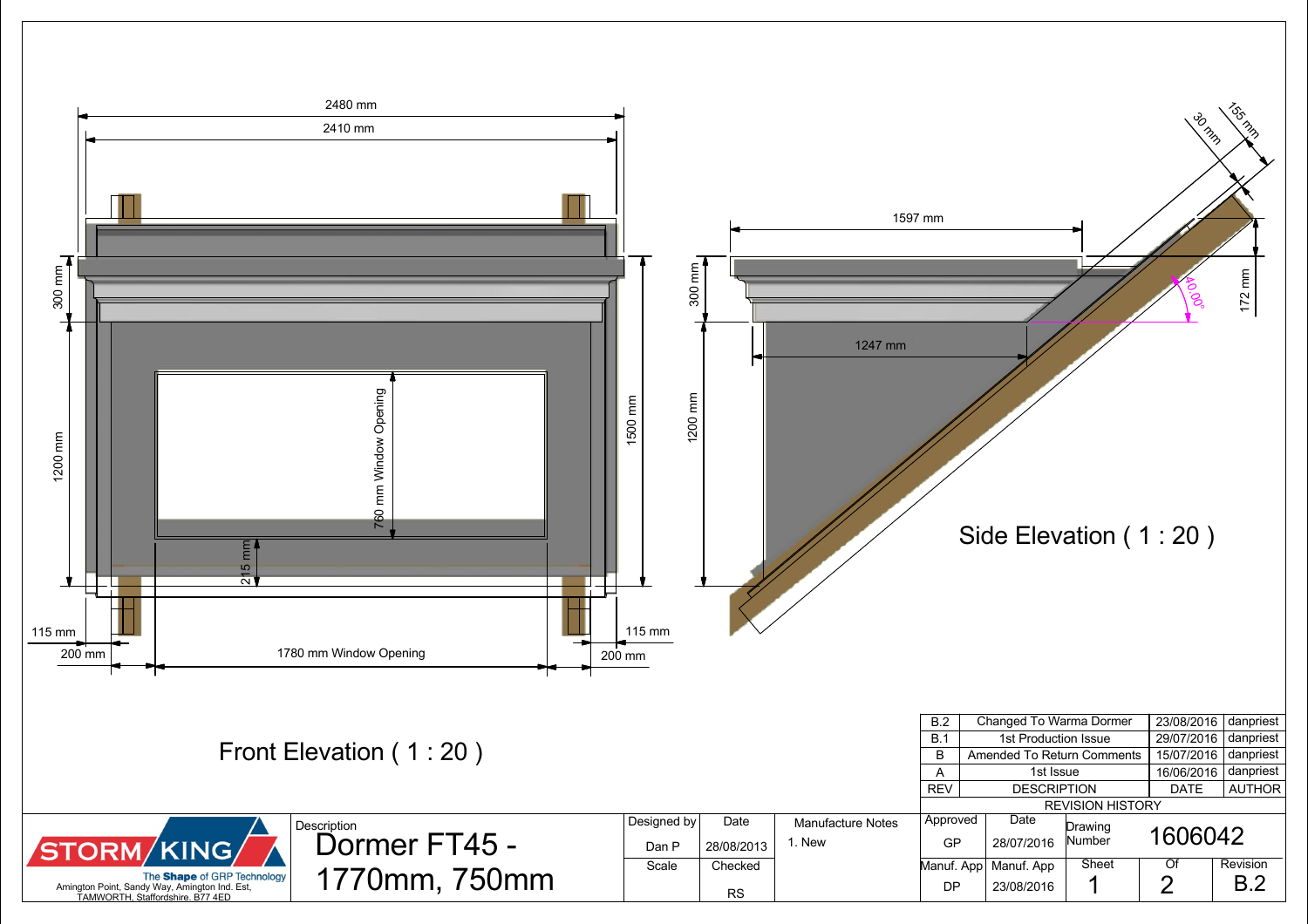## Front Elevation ( 1 : 20 )

2480 mm
2410 mm
300 mm
1200 mm
1500 mm
760 mm Window Opening
215 mm
115 mm
200 mm
1780 mm Window Opening
115 mm
200 mm

## Side Elevation ( 1 : 20 )

1597 mm
1247 mm
300 mm
1200 mm
30 mm
155 mm
172 mm
40.00°

| REV | DESCRIPTION | DATE | AUTHOR |
|---|---|---|---|
| B.2 | Changed To Warma Dormer | 23/08/2016 | danpriest |
| B.1 | 1st Production Issue | 29/07/2016 | danpriest |
| B | Amended To Return Comments | 15/07/2016 | danpriest |
| A | 1st Issue | 16/06/2016 | danpriest |

REVISION HISTORY

STORM KING
The **Shape** of GRP Technology
Amington Point, Sandy Way, Amington Ind. Est, TAMWORTH, Staffordshire. B77 4ED

| Description | Designed by | Date | Manufacture Notes | Approved | Date | Drawing Number | | |
|---|---|---|---|---|---|---|---|---|
| Dormer FT45 - 1770mm, 750mm | Dan P | 28/08/2013 | 1. New | GP | 28/07/2016 | 1606042 | | |
| | Scale | Checked | | Manuf. App | Manuf. App | Sheet | Of | Revision |
| | | RS | | DP | 23/08/2016 | 1 | 2 | B.2 |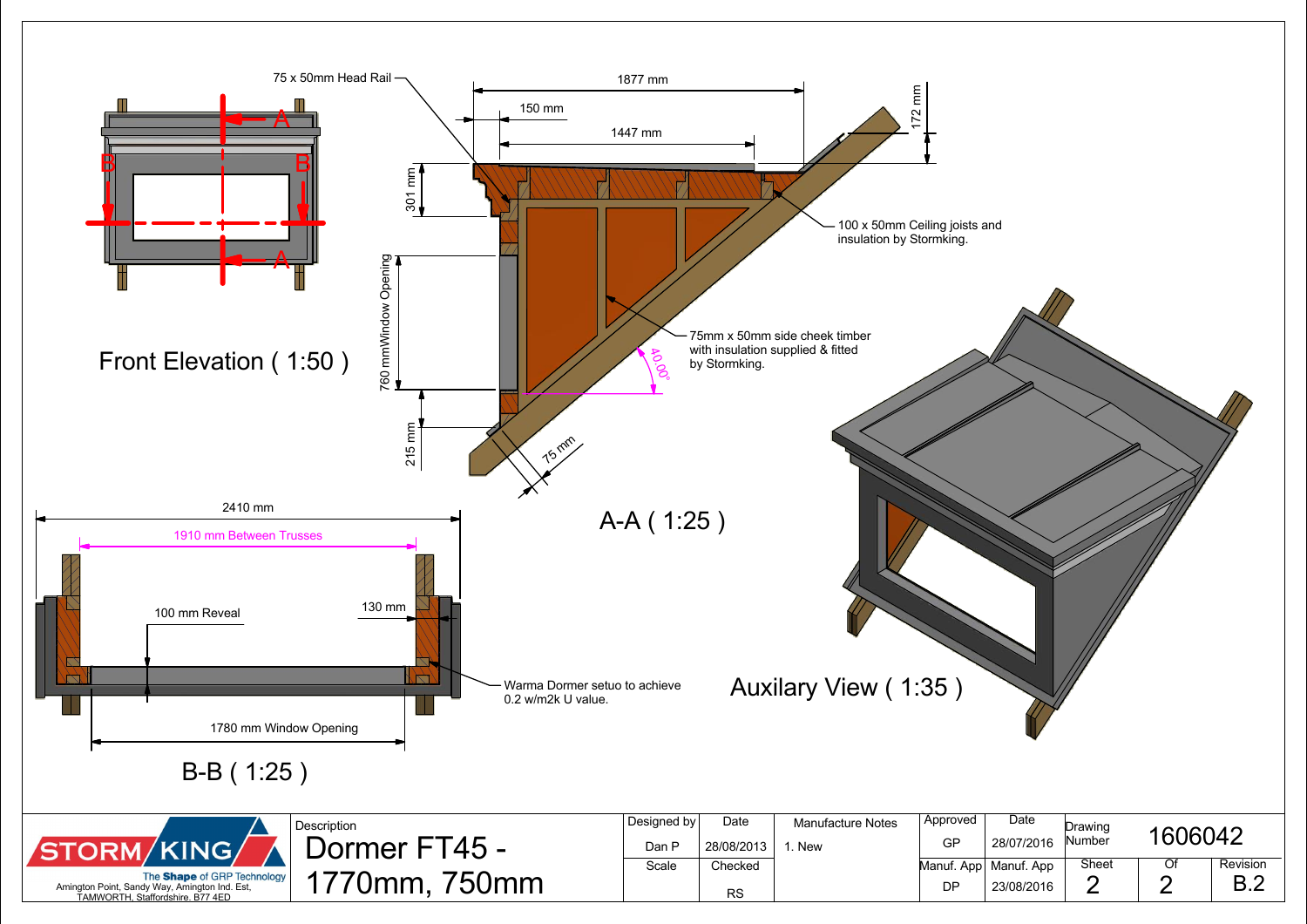75 x 50mm Head Rail

1877 mm

150 mm

1447 mm

172 mm

301 mm

100 x 50mm Ceiling joists and insulation by Stormking.

760 mmWindow Opening

75mm x 50mm side cheek timber with insulation supplied & fitted by Stormking.

40.00°

215 mm

75 mm

A-A ( 1:25 )

Front Elevation ( 1:50 )

2410 mm

1910 mm Between Trusses

100 mm Reveal

130 mm

Warma Dormer setuo to achieve 0.2 w/m2k U value.

1780 mm Window Opening

B-B ( 1:25 )

Auxilary View ( 1:35 )

STORM KING

The Shape of GRP Technology

Amington Point, Sandy Way, Amington Ind. Est, TAMWORTH, Staffordshire. B77 4ED

| | | | | | | | | | | |
|---|---|---|---|---|---|---|---|---|---|---|
| Description | Designed by | Date | Manufacture Notes | Approved | Date | Drawing Number | 1606042 | | | |
| Dormer FT45 - 1770mm, 750mm | Dan P | 28/08/2013 | 1. New | GP | 28/07/2016 | | | | | |
| | Scale | Checked | | Manuf. App | Manuf. App | Sheet | Of | Revision | | |
| | | RS | | DP | 23/08/2016 | 2 | 2 | B.2 | | |